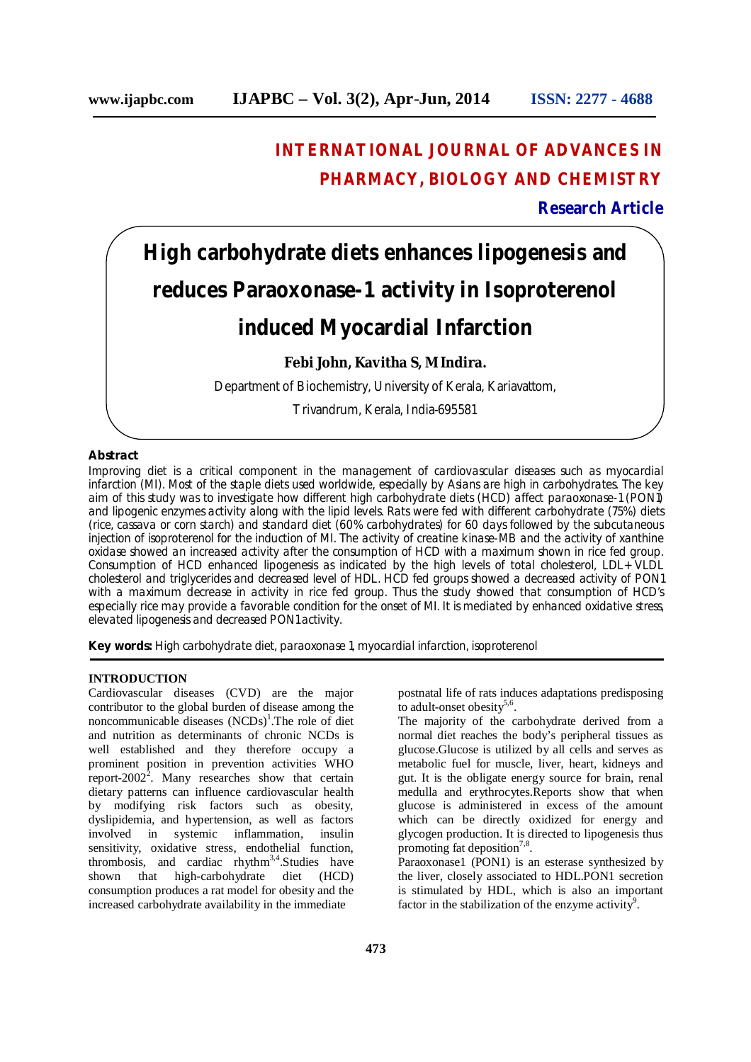**INTERNATIONAL JOURNAL OF ADVANCES IN PHARMACY, BIOLOGY AND CHEMISTRY**

**Research Article**

# High carbohydrate diets enhances lipogenesis and reduces Paraoxonase-1 activity in Isoproterenol induced Myocardial Infarction

**Febi John, Kavitha S, M Indira.**

Department of Biochemistry, University of Kerala, Kariavattom,

Trivandrum, Kerala, India-695581

## Abstract

Improving diet is a critical component in the management of cardiovascular diseases such as myocardial infarction (MI). Most of the staple diets used worldwide, especially by Asians are high in carbohydrates. The key aim of this study was to investigate how different high carbohydrate diets (HCD) affect paraoxonase-1 (PON1) and lipogenic enzymes activity along with the lipid levels. Rats were fed with different carbohydrate (75%) diets (rice, cassava or corn starch) and standard diet (60% carbohydrates) for 60 days followed by the subcutaneous injection of isoproterenol for the induction of MI. The activity of creatine kinase-MB and the activity of xanthine oxidase showed an increased activity after the consumption of HCD with a maximum shown in rice fed group. Consumption of HCD enhanced lipogenesis as indicated by the high levels of total cholesterol, LDL+VLDL cholesterol and triglycerides and decreased level of HDL. HCD fed groups showed a decreased activity of PON1 with a maximum decrease in activity in rice fed group. Thus the study showed that consumption of HCD's especially rice may provide a favorable condition for the onset of MI. It is mediated by enhanced oxidative stress, elevated lipogenesis and decreased PON1 activity.

**Key words:** High carbohydrate diet, paraoxonase 1, myocardial infarction, isoproterenol

## INTRODUCTION

Cardiovascular diseases (CVD) are the major contributor to the global burden of disease among the noncommunicable diseases (NCDs)[1].The role of diet and nutrition as determinants of chronic NCDs is well established and they therefore occupy a prominent position in prevention activities WHO report-2002[2]. Many researches show that certain dietary patterns can influence cardiovascular health by modifying risk factors such as obesity, dyslipidemia, and hypertension, as well as factors involved in systemic inflammation, insulin sensitivity, oxidative stress, endothelial function, thrombosis, and cardiac rhythm[3,4].Studies have shown that high-carbohydrate diet (HCD) consumption produces a rat model for obesity and the increased carbohydrate availability in the immediate postnatal life of rats induces adaptations predisposing to adult-onset obesity[5,6].

The majority of the carbohydrate derived from a normal diet reaches the body's peripheral tissues as glucose.Glucose is utilized by all cells and serves as metabolic fuel for muscle, liver, heart, kidneys and gut. It is the obligate energy source for brain, renal medulla and erythrocytes.Reports show that when glucose is administered in excess of the amount which can be directly oxidized for energy and glycogen production. It is directed to lipogenesis thus promoting fat deposition[7,8].

Paraoxonase1 (PON1) is an esterase synthesized by the liver, closely associated to HDL.PON1 secretion is stimulated by HDL, which is also an important factor in the stabilization of the enzyme activity[9].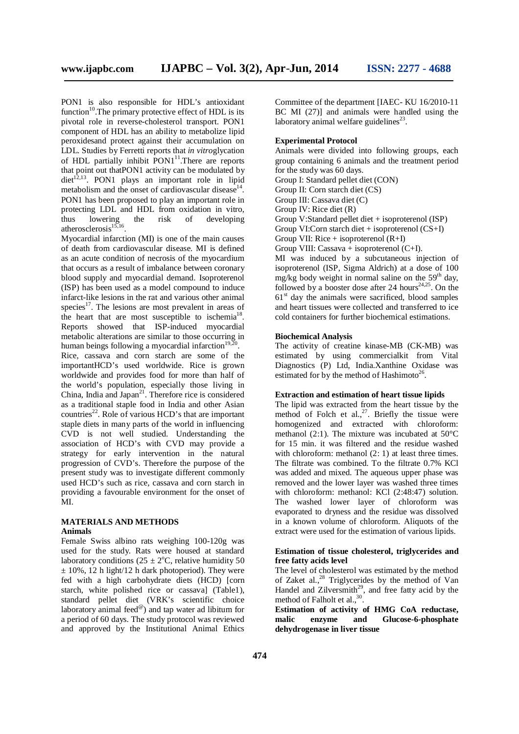PON1 is also responsible for HDL's antioxidant function[10].The primary protective effect of HDL is its pivotal role in reverse-cholesterol transport. PON1 component of HDL has an ability to metabolize lipid peroxidesand protect against their accumulation on LDL. Studies by Ferretti reports that *in vitro*glycation of HDL partially inhibit PON1[11].There are reports that point out thatPON1 activity can be modulated by diet[12,13]. PON1 plays an important role in lipid metabolism and the onset of cardiovascular disease[14]. PON1 has been proposed to play an important role in protecting LDL and HDL from oxidation in vitro, thus lowering the risk of developing atherosclerosis[15,16].

Myocardial infarction (MI) is one of the main causes of death from cardiovascular disease. MI is defined as an acute condition of necrosis of the myocardium that occurs as a result of imbalance between coronary blood supply and myocardial demand. Isoproterenol (ISP) has been used as a model compound to induce infarct-like lesions in the rat and various other animal species[17]. The lesions are most prevalent in areas of the heart that are most susceptible to ischemia[18]. Reports showed that ISP-induced myocardial metabolic alterations are similar to those occurring in human beings following a myocardial infarction[19,20].

Rice, cassava and corn starch are some of the importantHCD's used worldwide. Rice is grown worldwide and provides food for more than half of the world's population, especially those living in China, India and Japan[21]. Therefore rice is considered as a traditional staple food in India and other Asian countries[22]. Role of various HCD's that are important staple diets in many parts of the world in influencing CVD is not well studied. Understanding the association of HCD's with CVD may provide a strategy for early intervention in the natural progression of CVD's. Therefore the purpose of the present study was to investigate different commonly used HCD's such as rice, cassava and corn starch in providing a favourable environment for the onset of MI.

## MATERIALS AND METHODS

### Animals

Female Swiss albino rats weighing 100-120g was used for the study. Rats were housed at standard laboratory conditions (25 ± 2°C, relative humidity 50 ± 10%, 12 h light/12 h dark photoperiod). They were fed with a high carbohydrate diets (HCD) [corn starch, white polished rice or cassava] (Table1), standard pellet diet (VRK's scientific choice laboratory animal feed®) and tap water ad libitum for a period of 60 days. The study protocol was reviewed and approved by the Institutional Animal Ethics Committee of the department [IAEC- KU 16/2010-11 BC MI (27)] and animals were handled using the laboratory animal welfare guidelines[23].

### Experimental Protocol

Animals were divided into following groups, each group containing 6 animals and the treatment period for the study was 60 days.

Group I: Standard pellet diet (CON)
Group II: Corn starch diet (CS)
Group III: Cassava diet (C)
Group IV: Rice diet (R)
Group V:Standard pellet diet + isoproterenol (ISP)
Group VI:Corn starch diet + isoproterenol (CS+I)
Group VII: Rice + isoproterenol (R+I)
Group VIII: Cassava + isoproterenol (C+I).

MI was induced by a subcutaneous injection of isoproterenol (ISP, Sigma Aldrich) at a dose of 100 mg/kg body weight in normal saline on the 59th day, followed by a booster dose after 24 hours[24,25]. On the 61st day the animals were sacrificed, blood samples and heart tissues were collected and transferred to ice cold containers for further biochemical estimations.

### Biochemical Analysis

The activity of creatine kinase-MB (CK-MB) was estimated by using commercialkit from Vital Diagnostics (P) Ltd, India.Xanthine Oxidase was estimated for by the method of Hashimoto[26].

### Extraction and estimation of heart tissue lipids

The lipid was extracted from the heart tissue by the method of Folch et al.,[27]. Briefly the tissue were homogenized and extracted with chloroform: methanol (2:1). The mixture was incubated at 50°C for 15 min. it was filtered and the residue washed with chloroform: methanol (2: 1) at least three times. The filtrate was combined. To the filtrate 0.7% KCl was added and mixed. The aqueous upper phase was removed and the lower layer was washed three times with chloroform: methanol: KCl (2:48:47) solution. The washed lower layer of chloroform was evaporated to dryness and the residue was dissolved in a known volume of chloroform. Aliquots of the extract were used for the estimation of various lipids.

### Estimation of tissue cholesterol, triglycerides and free fatty acids level

The level of cholesterol was estimated by the method of Zak et al.,[28] Triglycerides by the method of Van Handel and Zilversmith[29], and free fatty acid by the method of Falholt et al.,[30].

### Estimation of activity of HMG CoA reductase, malic enzyme and Glucose-6-phosphate dehydrogenase in liver tissue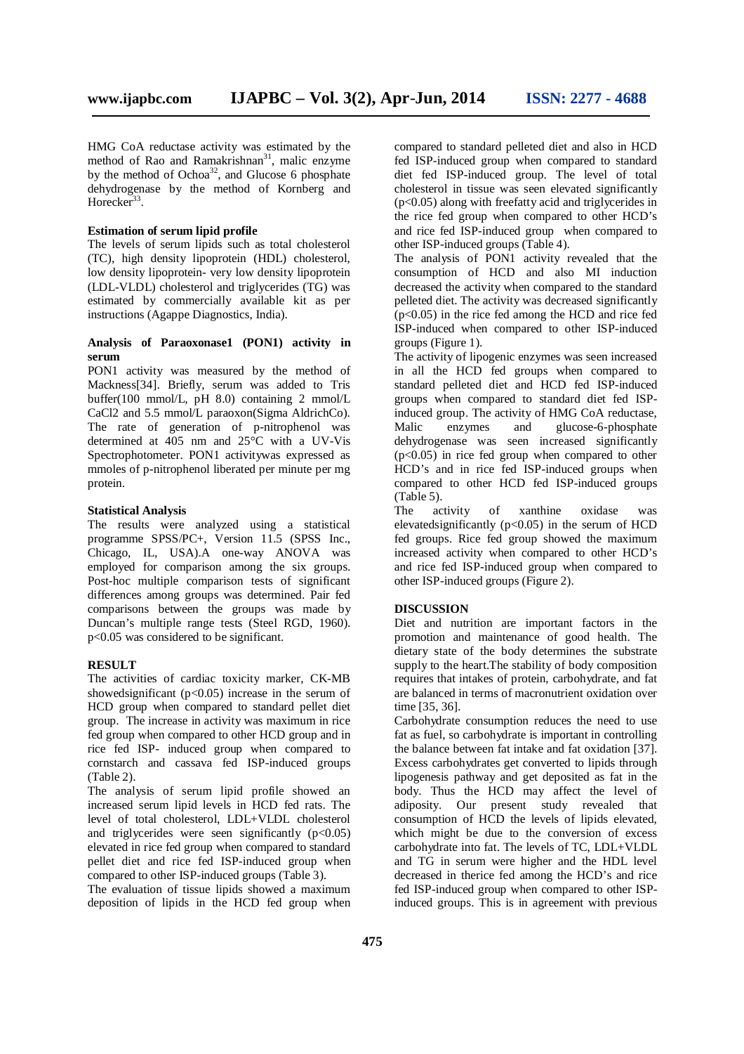HMG CoA reductase activity was estimated by the method of Rao and Ramakrishnan[31], malic enzyme by the method of Ochoa[32], and Glucose 6 phosphate dehydrogenase by the method of Kornberg and Horecker[33].

**Estimation of serum lipid profile**

The levels of serum lipids such as total cholesterol (TC), high density lipoprotein (HDL) cholesterol, low density lipoprotein- very low density lipoprotein (LDL-VLDL) cholesterol and triglycerides (TG) was estimated by commercially available kit as per instructions (Agappe Diagnostics, India).

**Analysis of Paraoxonase1 (PON1) activity in serum**

PON1 activity was measured by the method of Mackness[34]. Briefly, serum was added to Tris buffer(100 mmol/L, pH 8.0) containing 2 mmol/L CaCl2 and 5.5 mmol/L paraoxon(Sigma AldrichCo). The rate of generation of p-nitrophenol was determined at 405 nm and 25°C with a UV-Vis Spectrophotometer. PON1 activitywas expressed as mmoles of p-nitrophenol liberated per minute per mg protein.

**Statistical Analysis**

The results were analyzed using a statistical programme SPSS/PC+, Version 11.5 (SPSS Inc., Chicago, IL, USA).A one-way ANOVA was employed for comparison among the six groups. Post-hoc multiple comparison tests of significant differences among groups was determined. Pair fed comparisons between the groups was made by Duncan's multiple range tests (Steel RGD, 1960). $p<0.05$ was considered to be significant.

**RESULT**

The activities of cardiac toxicity marker, CK-MB showedsignificant ($p<0.05$) increase in the serum of HCD group when compared to standard pellet diet group. The increase in activity was maximum in rice fed group when compared to other HCD group and in rice fed ISP- induced group when compared to cornstarch and cassava fed ISP-induced groups (Table 2).

The analysis of serum lipid profile showed an increased serum lipid levels in HCD fed rats. The level of total cholesterol, LDL+VLDL cholesterol and triglycerides were seen significantly ($p<0.05$) elevated in rice fed group when compared to standard pellet diet and rice fed ISP-induced group when compared to other ISP-induced groups (Table 3).

The evaluation of tissue lipids showed a maximum deposition of lipids in the HCD fed group when compared to standard pelleted diet and also in HCD fed ISP-induced group when compared to standard diet fed ISP-induced group. The level of total cholesterol in tissue was seen elevated significantly ($p<0.05$) along with freefatty acid and triglycerides in the rice fed group when compared to other HCD's and rice fed ISP-induced group when compared to other ISP-induced groups (Table 4).

The analysis of PON1 activity revealed that the consumption of HCD and also MI induction decreased the activity when compared to the standard pelleted diet. The activity was decreased significantly ($p<0.05$) in the rice fed among the HCD and rice fed ISP-induced when compared to other ISP-induced groups (Figure 1).

The activity of lipogenic enzymes was seen increased in all the HCD fed groups when compared to standard pelleted diet and HCD fed ISP-induced groups when compared to standard diet fed ISP-induced group. The activity of HMG CoA reductase, Malic enzymes and glucose-6-phosphate dehydrogenase was seen increased significantly ($p<0.05$) in rice fed group when compared to other HCD's and in rice fed ISP-induced groups when compared to other HCD fed ISP-induced groups (Table 5).

The activity of xanthine oxidase was elevatedsignificantly ($p<0.05$) in the serum of HCD fed groups. Rice fed group showed the maximum increased activity when compared to other HCD's and rice fed ISP-induced group when compared to other ISP-induced groups (Figure 2).

**DISCUSSION**

Diet and nutrition are important factors in the promotion and maintenance of good health. The dietary state of the body determines the substrate supply to the heart.The stability of body composition requires that intakes of protein, carbohydrate, and fat are balanced in terms of macronutrient oxidation over time [35, 36].

Carbohydrate consumption reduces the need to use fat as fuel, so carbohydrate is important in controlling the balance between fat intake and fat oxidation [37]. Excess carbohydrates get converted to lipids through lipogenesis pathway and get deposited as fat in the body. Thus the HCD may affect the level of adiposity. Our present study revealed that consumption of HCD the levels of lipids elevated, which might be due to the conversion of excess carbohydrate into fat. The levels of TC, LDL+VLDL and TG in serum were higher and the HDL level decreased in therice fed among the HCD's and rice fed ISP-induced group when compared to other ISP-induced groups. This is in agreement with previous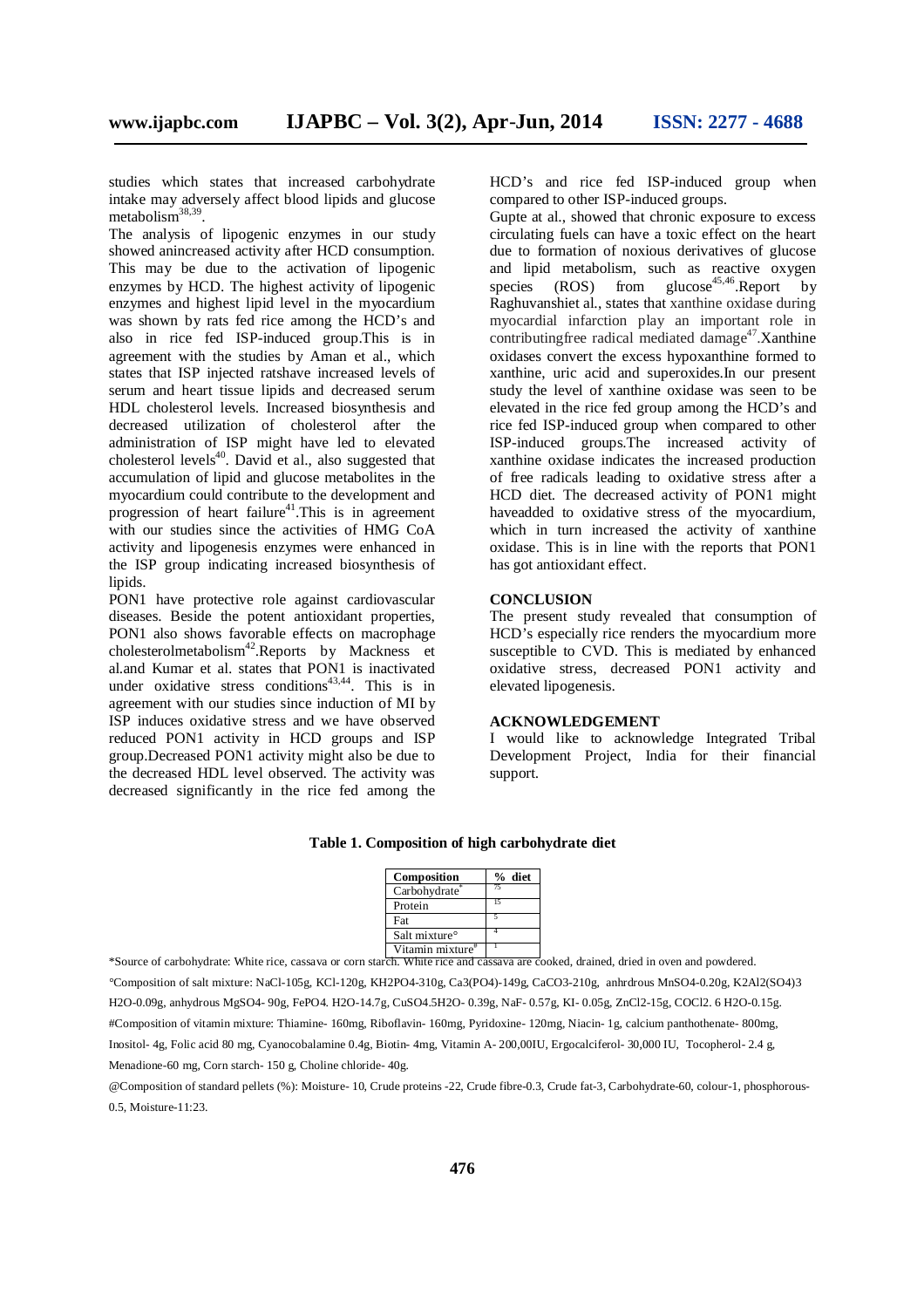studies which states that increased carbohydrate intake may adversely affect blood lipids and glucose metabolism[38,39].

The analysis of lipogenic enzymes in our study showed anincreased activity after HCD consumption. This may be due to the activation of lipogenic enzymes by HCD. The highest activity of lipogenic enzymes and highest lipid level in the myocardium was shown by rats fed rice among the HCD's and also in rice fed ISP-induced group.This is in agreement with the studies by Aman et al., which states that ISP injected ratshave increased levels of serum and heart tissue lipids and decreased serum HDL cholesterol levels. Increased biosynthesis and decreased utilization of cholesterol after the administration of ISP might have led to elevated cholesterol levels[40]. David et al., also suggested that accumulation of lipid and glucose metabolites in the myocardium could contribute to the development and progression of heart failure[41].This is in agreement with our studies since the activities of HMG CoA activity and lipogenesis enzymes were enhanced in the ISP group indicating increased biosynthesis of lipids.

PON1 have protective role against cardiovascular diseases. Beside the potent antioxidant properties, PON1 also shows favorable effects on macrophage cholesterolmetabolism[42].Reports by Mackness et al.and Kumar et al. states that PON1 is inactivated under oxidative stress conditions[43,44]. This is in agreement with our studies since induction of MI by ISP induces oxidative stress and we have observed reduced PON1 activity in HCD groups and ISP group.Decreased PON1 activity might also be due to the decreased HDL level observed. The activity was decreased significantly in the rice fed among the HCD's and rice fed ISP-induced group when compared to other ISP-induced groups.

Gupte at al., showed that chronic exposure to excess circulating fuels can have a toxic effect on the heart due to formation of noxious derivatives of glucose and lipid metabolism, such as reactive oxygen species (ROS) from glucose[45,46].Report by Raghuvanshiet al., states that xanthine oxidase during myocardial infarction play an important role in contributingfree radical mediated damage[47].Xanthine oxidases convert the excess hypoxanthine formed to xanthine, uric acid and superoxides.In our present study the level of xanthine oxidase was seen to be elevated in the rice fed group among the HCD's and rice fed ISP-induced group when compared to other ISP-induced groups.The increased activity of xanthine oxidase indicates the increased production of free radicals leading to oxidative stress after a HCD diet. The decreased activity of PON1 might haveadded to oxidative stress of the myocardium, which in turn increased the activity of xanthine oxidase. This is in line with the reports that PON1 has got antioxidant effect.

## CONCLUSION

The present study revealed that consumption of HCD's especially rice renders the myocardium more susceptible to CVD. This is mediated by enhanced oxidative stress, decreased PON1 activity and elevated lipogenesis.

## ACKNOWLEDGEMENT

I would like to acknowledge Integrated Tribal Development Project, India for their financial support.

**Table 1. Composition of high carbohydrate diet**

| Composition | % diet |
|---|---|
| Carbohydrate* | 75 |
| Protein | 15 |
| Fat | 5 |
| Salt mixture° | 4 |
| Vitamin mixture# | 1 |

*Source of carbohydrate: White rice, cassava or corn starch. White rice and cassava are cooked, drained, dried in oven and powdered.

°Composition of salt mixture: NaCl-105g, KCl-120g, $KH_2PO_4$-310g, $Ca_3(PO_4)$-149g, $CaCO_3$-210g, anhrdrous $MnSO_4$-0.20g, $K_2Al_2(SO_4)_3$ $H_2O$-0.09g, anhydrous $MgSO_4$- 90g, $FePO_4$. $H_2O$-14.7g, $CuSO_4.5H_2O$- 0.39g, NaF- 0.57g, KI- 0.05g, $ZnCl_2$-15g, $COCl_2$. 6 $H_2O$-0.15g.

#Composition of vitamin mixture: Thiamine- 160mg, Riboflavin- 160mg, Pyridoxine- 120mg, Niacin- 1g, calcium panthothenate- 800mg, Inositol- 4g, Folic acid 80 mg, Cyanocobalamine 0.4g, Biotin- 4mg, Vitamin A- 200,00IU, Ergocalciferol- 30,000 IU, Tocopherol- 2.4 g, Menadione-60 mg, Corn starch- 150 g, Choline chloride- 40g.

@Composition of standard pellets (%): Moisture- 10, Crude proteins -22, Crude fibre-0.3, Crude fat-3, Carbohydrate-60, colour-1, phosphorous-0.5, Moisture-11:23.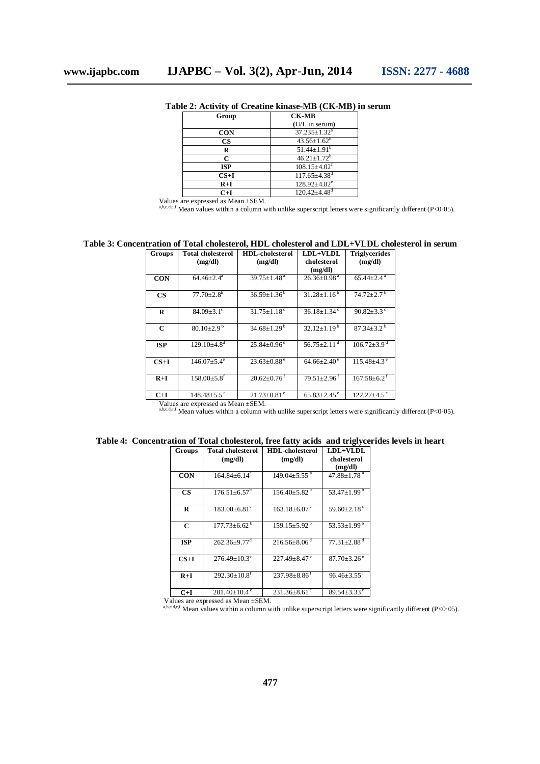**Table 2: Activity of Creatine kinase-MB (CK-MB) in serum**

| Group | CK-MB (U/L in serum) |
|---|---|
| CON | 37.235±1.32[a] |
| CS | 43.56±1.62[b] |
| R | 51.44±1.91[b] |
| C | 46.21±1.72[b] |
| ISP | 108.15±4.02[c] |
| CS+I | 117.65±4.38[d] |
| R+I | 128.92±4.82[e] |
| C+I | 120.42±4.48[d] |

Values are expressed as Mean ±SEM.
[a,b,c,d,e,f] Mean values within a column with unlike superscript letters were significantly different (P<0·05).

**Table 3: Concentration of Total cholesterol, HDL cholesterol and LDL+VLDL cholesterol in serum**

| Groups | Total cholesterol (mg/dl) | HDL-cholesterol (mg/dl) | LDL+VLDL cholesterol (mg/dl) | Triglycerides (mg/dl) |
|---|---|---|---|---|
| CON | 64.46±2.4[a] | 39.75±1.48[a] | 26.36±0.98[a] | 65.44±2.4[a] |
| CS | 77.70±2.8[b] | 36.59±1.36[b] | 31.28±1.16[b] | 74.72±2.7[b] |
| R | 84.09±3.1[c] | 31.75±1.18[c] | 36.18±1.34[c] | 90.82±3.3[c] |
| C | 80.10±2.9[b] | 34.68±1.29[b] | 32.12±1.19[b] | 87.34±3.2[b] |
| ISP | 129.10±4.8[d] | 25.84±0.96[d] | 56.75±2.11[d] | 106.72±3.9[d] |
| CS+I | 146.07±5.4[e] | 23.63±0.88[e] | 64.66±2.40[e] | 115.48±4.3[e] |
| R+I | 158.00±5.8[f] | 20.62±0.76[f] | 79.51±2.96[f] | 167.58±6.2[f] |
| C+I | 148.48±5.5[e] | 21.73±0.81[e] | 65.83±2.45[e] | 122.27±4.5[e] |

Values are expressed as Mean ±SEM.
[a,b,c,d,e,f] Mean values within a column with unlike superscript letters were significantly different (P<0·05).

**Table 4: Concentration of Total cholesterol, free fatty acids and triglycerides levels in heart**

| Groups | Total cholesterol (mg/dl) | HDL-cholesterol (mg/dl) | LDL+VLDL cholesterol (mg/dl) |
|---|---|---|---|
| CON | 164.84±6.14[a] | 149.04±5.55[a] | 47.88±1.78[a] |
| CS | 176.51±6.57[b] | 156.40±5.82[b] | 53.47±1.99[b] |
| R | 183.00±6.81[c] | 163.18±6.07[c] | 59.60±2.18[c] |
| C | 177.73±6.62[b] | 159.15±5.92[b] | 53.53±1.99[b] |
| ISP | 262.36±9.77[d] | 216.56±8.06[d] | 77.31±2.88[d] |
| CS+I | 276.49±10.3[e] | 227.49±8.47[e] | 87.70±3.26[e] |
| R+I | 292.30±10.8[f] | 237.98±8.86[f] | 96.46±3.55[f] |
| C+I | 281.40±10.4[e] | 231.36±8.61[e] | 89.54±3.33[e] |

Values are expressed as Mean ±SEM.
[a,b,c,d,e,f] Mean values within a column with unlike superscript letters were significantly different (P<0·05).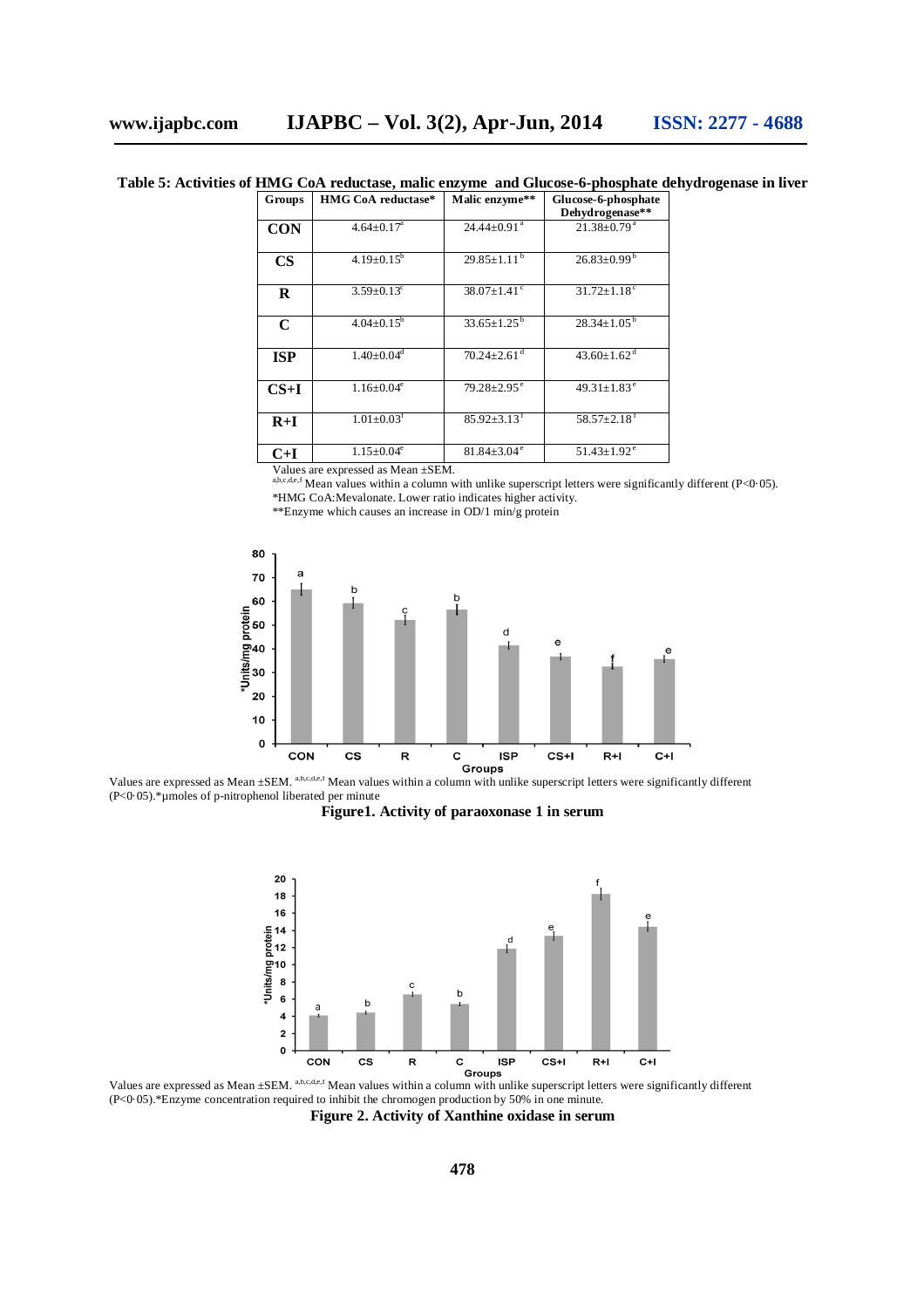**Table 5: Activities of HMG CoA reductase, malic enzyme and Glucose-6-phosphate dehydrogenase in liver**

| Groups | HMG CoA reductase* | Malic enzyme** | Glucose-6-phosphate Dehydrogenase** |
|---|---|---|---|
| **CON** | 4.64±0.17[a] | 24.44±0.91[a] | 21.38±0.79[a] |
| **CS** | 4.19±0.15[b] | 29.85±1.11[b] | 26.83±0.99[b] |
| **R** | 3.59±0.13[c] | 38.07±1.41[c] | 31.72±1.18[c] |
| **C** | 4.04±0.15[b] | 33.65±1.25[b] | 28.34±1.05[b] |
| **ISP** | 1.40±0.04[d] | 70.24±2.61[d] | 43.60±1.62[d] |
| **CS+I** | 1.16±0.04[e] | 79.28±2.95[e] | 49.31±1.83[e] |
| **R+I** | 1.01±0.03[f] | 85.92±3.13[f] | 58.57±2.18[f] |
| **C+I** | 1.15±0.04[e] | 81.84±3.04[e] | 51.43±1.92[e] |

Values are expressed as Mean ±SEM.
[a,b,c,d,e,f] Mean values within a column with unlike superscript letters were significantly different ($P<0·05$).
*HMG CoA:Mevalonate. Lower ratio indicates higher activity.
**Enzyme which causes an increase in OD/1 min/g protein

Values are expressed as Mean ±SEM. [a,b,c,d,e,f] Mean values within a column with unlike superscript letters were significantly different ($P<0·05$).*µmoles of p-nitrophenol liberated per minute

**Figure1. Activity of paraoxonase 1 in serum**

Values are expressed as Mean ±SEM. [a,b,c,d,e,f] Mean values within a column with unlike superscript letters were significantly different ($P<0·05$).*Enzyme concentration required to inhibit the chromogen production by 50% in one minute.

**Figure 2. Activity of Xanthine oxidase in serum**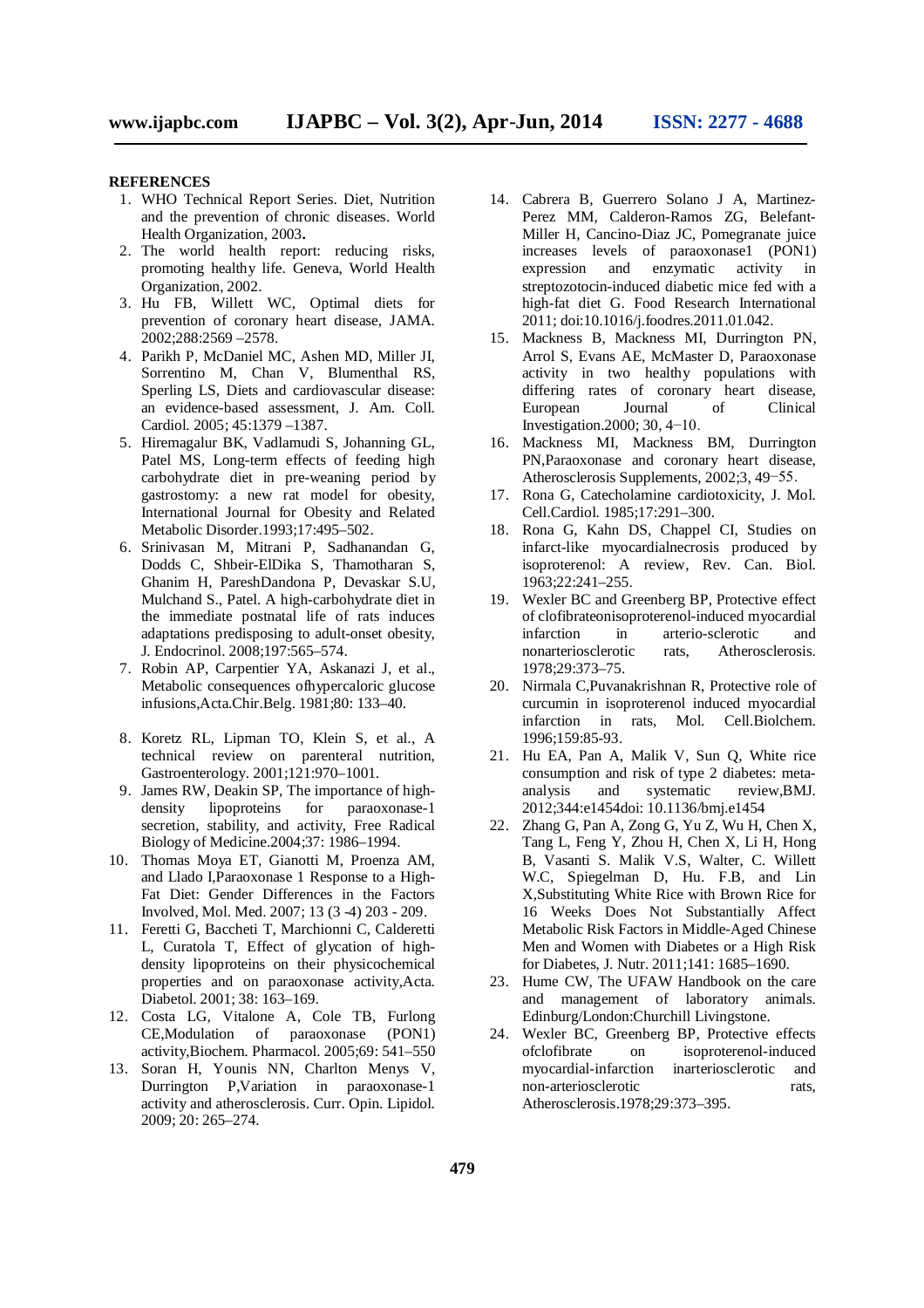**REFERENCES**

1. WHO Technical Report Series. Diet, Nutrition and the prevention of chronic diseases. World Health Organization, 2003**.**
2. The world health report: reducing risks, promoting healthy life. Geneva, World Health Organization, 2002.
3. Hu FB, Willett WC, Optimal diets for prevention of coronary heart disease, JAMA. 2002;288:2569 –2578.
4. Parikh P, McDaniel MC, Ashen MD, Miller JI, Sorrentino M, Chan V, Blumenthal RS, Sperling LS, Diets and cardiovascular disease: an evidence-based assessment, J. Am. Coll. Cardiol. 2005; 45:1379 –1387.
5. Hiremagalur BK, Vadlamudi S, Johanning GL, Patel MS, Long-term effects of feeding high carbohydrate diet in pre-weaning period by gastrostomy: a new rat model for obesity, International Journal for Obesity and Related Metabolic Disorder.1993;17:495–502.
6. Srinivasan M, Mitrani P, Sadhanandan G, Dodds C, Shbeir-ElDika S, Thamotharan S, Ghanim H, PareshDandona P, Devaskar S.U, Mulchand S., Patel. A high-carbohydrate diet in the immediate postnatal life of rats induces adaptations predisposing to adult-onset obesity, J. Endocrinol. 2008;197:565–574.
7. Robin AP, Carpentier YA, Askanazi J, et al., Metabolic consequences ofhypercaloric glucose infusions,Acta.Chir.Belg. 1981;80: 133–40.
8. Koretz RL, Lipman TO, Klein S, et al., A technical review on parenteral nutrition, Gastroenterology. 2001;121:970–1001.
9. James RW, Deakin SP, The importance of high-density lipoproteins for paraoxonase-1 secretion, stability, and activity, Free Radical Biology of Medicine.2004;37: 1986–1994.
10. Thomas Moya ET, Gianotti M, Proenza AM, and Llado I,Paraoxonase 1 Response to a High-Fat Diet: Gender Differences in the Factors Involved, Mol. Med. 2007; 13 (3 -4) 203 - 209.
11. Feretti G, Baccheti T, Marchionni C, Calderetti L, Curatola T, Effect of glycation of high-density lipoproteins on their physicochemical properties and on paraoxonase activity,Acta. Diabetol. 2001; 38: 163–169.
12. Costa LG, Vitalone A, Cole TB, Furlong CE,Modulation of paraoxonase (PON1) activity,Biochem. Pharmacol. 2005;69: 541–550
13. Soran H, Younis NN, Charlton Menys V, Durrington P,Variation in paraoxonase-1 activity and atherosclerosis. Curr. Opin. Lipidol. 2009; 20: 265–274.
14. Cabrera B, Guerrero Solano J A, Martinez-Perez MM, Calderon-Ramos ZG, Belefant-Miller H, Cancino-Diaz JC, Pomegranate juice increases levels of paraoxonase1 (PON1) expression and enzymatic activity in streptozotocin-induced diabetic mice fed with a high-fat diet G. Food Research International 2011; doi:10.1016/j.foodres.2011.01.042.
15. Mackness B, Mackness MI, Durrington PN, Arrol S, Evans AE, McMaster D, Paraoxonase activity in two healthy populations with differing rates of coronary heart disease, European Journal of Clinical Investigation.2000; 30, 4−10.
16. Mackness MI, Mackness BM, Durrington PN,Paraoxonase and coronary heart disease, Atherosclerosis Supplements, 2002;3, 49−55.
17. Rona G, Catecholamine cardiotoxicity, J. Mol. Cell.Cardiol. 1985;17:291–300.
18. Rona G, Kahn DS, Chappel CI, Studies on infarct-like myocardialnecrosis produced by isoproterenol: A review, Rev. Can. Biol. 1963;22:241–255.
19. Wexler BC and Greenberg BP, Protective effect of clofibrateonisoproterenol-induced myocardial infarction in arterio-sclerotic and nonarteriosclerotic rats, Atherosclerosis. 1978;29:373–75.
20. Nirmala C,Puvanakrishnan R, Protective role of curcumin in isoproterenol induced myocardial infarction in rats, Mol. Cell.Biolchem. 1996;159:85-93.
21. Hu EA, Pan A, Malik V, Sun Q, White rice consumption and risk of type 2 diabetes: meta-analysis and systematic review,BMJ. 2012;344:e1454doi: 10.1136/bmj.e1454
22. Zhang G, Pan A, Zong G, Yu Z, Wu H, Chen X, Tang L, Feng Y, Zhou H, Chen X, Li H, Hong B, Vasanti S. Malik V.S, Walter, C. Willett W.C, Spiegelman D, Hu. F.B, and Lin X,Substituting White Rice with Brown Rice for 16 Weeks Does Not Substantially Affect Metabolic Risk Factors in Middle-Aged Chinese Men and Women with Diabetes or a High Risk for Diabetes, J. Nutr. 2011;141: 1685–1690.
23. Hume CW, The UFAW Handbook on the care and management of laboratory animals. Edinburg/London:Churchill Livingstone.
24. Wexler BC, Greenberg BP, Protective effects ofclofibrate on isoproterenol-induced myocardial-infarction inarteriosclerotic and non-arteriosclerotic rats, Atherosclerosis.1978;29:373–395.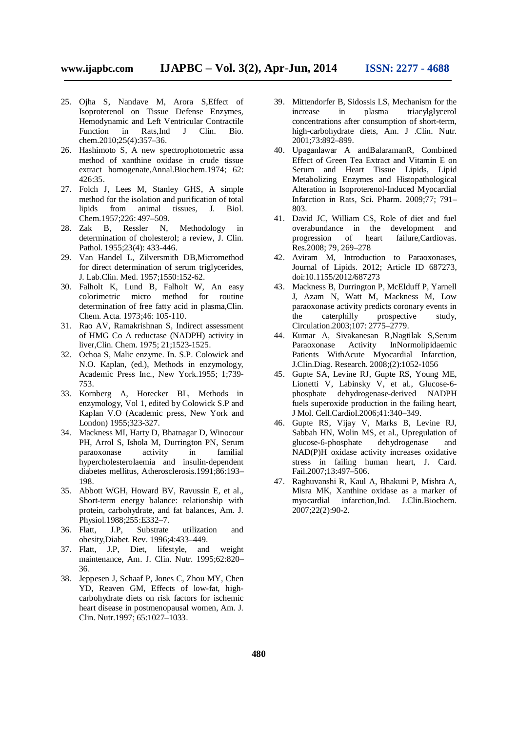25. Ojha S, Nandave M, Arora S,Effect of Isoproterenol on Tissue Defense Enzymes, Hemodynamic and Left Ventricular Contractile Function in Rats,Ind J Clin. Bio. chem.2010;25(4):357–36.
26. Hashimoto S, A new spectrophotometric assa method of xanthine oxidase in crude tissue extract homogenate,Annal.Biochem.1974; 62: 426:35.
27. Folch J, Lees M, Stanley GHS, A simple method for the isolation and purification of total lipids from animal tissues, J. Biol. Chem.1957;226: 497–509.
28. Zak B, Ressler N, Methodology in determination of cholesterol; a review, J. Clin. Pathol. 1955;23(4): 433-446.
29. Van Handel L, Zilversmith DB,Micromethod for direct determination of serum triglycerides, J. Lab.Clin. Med. 1957;1550:152-62.
30. Falholt K, Lund B, Falholt W, An easy colorimetric micro method for routine determination of free fatty acid in plasma,Clin. Chem. Acta. 1973;46: 105-110.
31. Rao AV, Ramakrishnan S, Indirect assessment of HMG Co A reductase (NADPH) activity in liver,Clin. Chem. 1975; 21;1523-1525.
32. Ochoa S, Malic enzyme. In. S.P. Colowick and N.O. Kaplan, (ed.), Methods in enzymology, Academic Press Inc., New York.1955; 1;739-753.
33. Kornberg A, Horecker BL, Methods in enzymology, Vol 1, edited by Colowick S.P and Kaplan V.O (Academic press, New York and London) 1955;323-327.
34. Mackness MI, Harty D, Bhatnagar D, Winocour PH, Arrol S, Ishola M, Durrington PN, Serum paraoxonase activity in familial hypercholesterolaemia and insulin-dependent diabetes mellitus, Atherosclerosis.1991;86:193–198.
35. Abbott WGH, Howard BV, Ravussin E, et al., Short-term energy balance: relationship with protein, carbohydrate, and fat balances, Am. J. Physiol.1988;255:E332–7.
36. Flatt, J.P, Substrate utilization and obesity,Diabet. Rev. 1996;4:433–449.
37. Flatt, J.P, Diet, lifestyle, and weight maintenance, Am. J. Clin. Nutr. 1995;62:820–36.
38. Jeppesen J, Schaaf P, Jones C, Zhou MY, Chen YD, Reaven GM, Effects of low-fat, high-carbohydrate diets on risk factors for ischemic heart disease in postmenopausal women, Am. J. Clin. Nutr.1997; 65:1027–1033.
39. Mittendorfer B, Sidossis LS, Mechanism for the increase in plasma triacylglycerol concentrations after consumption of short-term, high-carbohydrate diets, Am. J .Clin. Nutr. 2001;73:892–899.
40. Upaganlawar A andBalaramanR, Combined Effect of Green Tea Extract and Vitamin E on Serum and Heart Tissue Lipids, Lipid Metabolizing Enzymes and Histopathological Alteration in Isoproterenol-Induced Myocardial Infarction in Rats, Sci. Pharm. 2009;77; 791–803.
41. David JC, William CS, Role of diet and fuel overabundance in the development and progression of heart failure,Cardiovas. Res.2008; 79, 269–278
42. Aviram M, Introduction to Paraoxonases, Journal of Lipids. 2012; Article ID 687273, doi:10.1155/2012/687273
43. Mackness B, Durrington P, McElduff P, Yarnell J, Azam N, Watt M, Mackness M, Low paraoxonase activity predicts coronary events in the caterphilly prospective study, Circulation.2003;107: 2775–2779.
44. Kumar A, Sivakanesan R,Nagtilak S,Serum Paraoxonase Activity InNormolipidaemic Patients WithAcute Myocardial Infarction, J.Clin.Diag. Research. 2008;(2):1052-1056
45. Gupte SA, Levine RJ, Gupte RS, Young ME, Lionetti V, Labinsky V, et al., Glucose-6-phosphate dehydrogenase-derived NADPH fuels superoxide production in the failing heart, J Mol. Cell.Cardiol.2006;41:340–349.
46. Gupte RS, Vijay V, Marks B, Levine RJ, Sabbah HN, Wolin MS, et al., Upregulation of glucose-6-phosphate dehydrogenase and NAD(P)H oxidase activity increases oxidative stress in failing human heart, J. Card. Fail.2007;13:497–506.
47. Raghuvanshi R, Kaul A, Bhakuni P, Mishra A, Misra MK, Xanthine oxidase as a marker of myocardial infarction,Ind. J.Clin.Biochem. 2007;22(2):90-2.